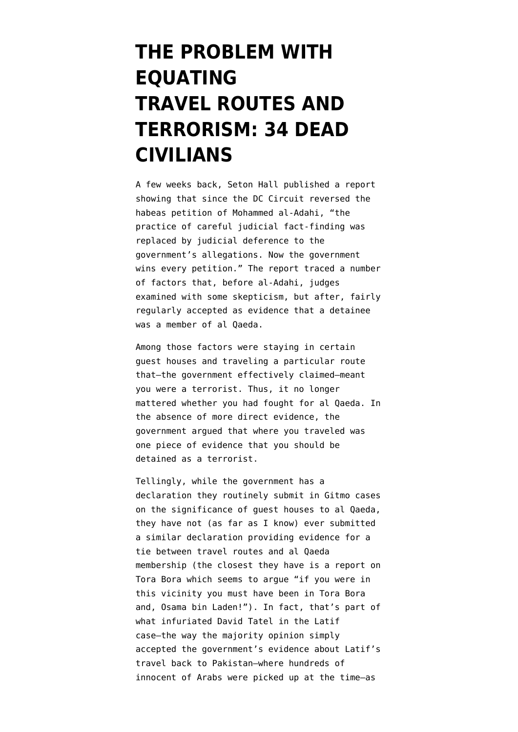# THE PROBLEM WITH EQUATING TRAVEL ROUTES AND TERRORISM: 34 DEAD CIVILIANS

A few weeks back, Seton Hall published a report showing that since the DC Circuit reversed the habeas petition of Mohammed al-Adahi, "the practice of careful judicial fact-finding was replaced by judicial deference to the government's allegations. Now the government wins every petition." The report traced a number of factors that, before al-Adahi, judges examined with some skepticism, but after, fairly regularly accepted as evidence that a detainee was a member of al Qaeda.

Among those factors were staying in certain guest houses and traveling a particular route that–the government effectively claimed–meant you were a terrorist. Thus, it no longer mattered whether you had fought for al Qaeda. In the absence of more direct evidence, the government argued that where you traveled was one piece of evidence that you should be detained as a terrorist.

Tellingly, while the government has a declaration they routinely submit in Gitmo cases on the significance of guest houses to al Qaeda, they have not (as far as I know) ever submitted a similar declaration providing evidence for a tie between travel routes and al Qaeda membership (the closest they have is a report on Tora Bora which seems to argue "if you were in this vicinity you must have been in Tora Bora and, Osama bin Laden!"). In fact, that's part of what infuriated David Tatel in the Latif case–the way the majority opinion simply accepted the government's evidence about Latif's travel back to Pakistan–where hundreds of innocent of Arabs were picked up at the time–as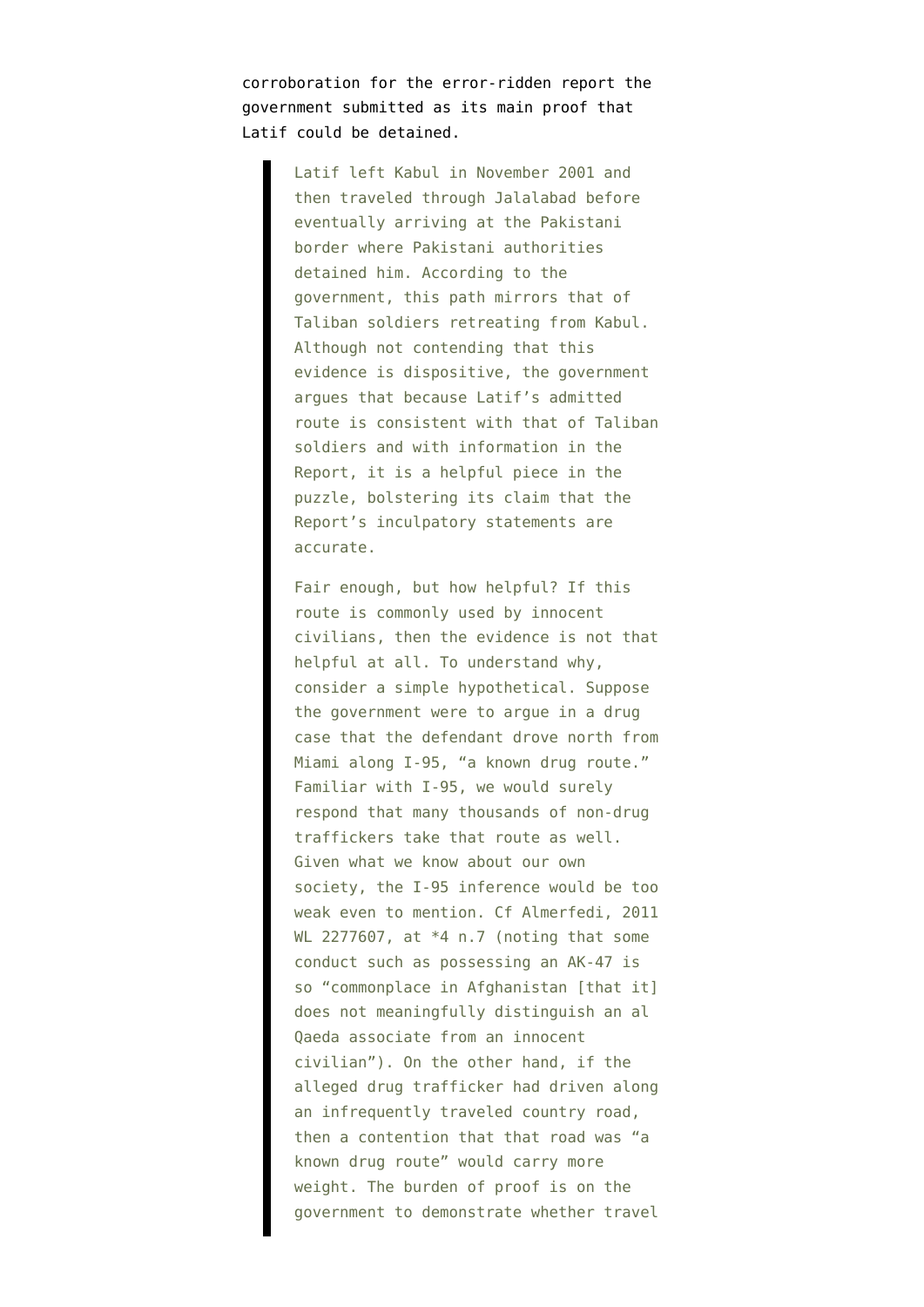corroboration for the error-ridden report the government submitted as its main proof that Latif could be detained.

> Latif left Kabul in November 2001 and then traveled through Jalalabad before eventually arriving at the Pakistani border where Pakistani authorities detained him. According to the government, this path mirrors that of Taliban soldiers retreating from Kabul. Although not contending that this evidence is dispositive, the government argues that because Latif's admitted route is consistent with that of Taliban soldiers and with information in the Report, it is a helpful piece in the puzzle, bolstering its claim that the Report's inculpatory statements are accurate.
>
> Fair enough, but how helpful? If this route is commonly used by innocent civilians, then the evidence is not that helpful at all. To understand why, consider a simple hypothetical. Suppose the government were to argue in a drug case that the defendant drove north from Miami along I-95, "a known drug route." Familiar with I-95, we would surely respond that many thousands of non-drug traffickers take that route as well. Given what we know about our own society, the I-95 inference would be too weak even to mention. Cf Almerfedi, 2011 WL 2277607, at *4 n.7 (noting that some conduct such as possessing an AK-47 is so "commonplace in Afghanistan [that it] does not meaningfully distinguish an al Qaeda associate from an innocent civilian"). On the other hand, if the alleged drug trafficker had driven along an infrequently traveled country road, then a contention that that road was "a known drug route" would carry more weight. The burden of proof is on the government to demonstrate whether travel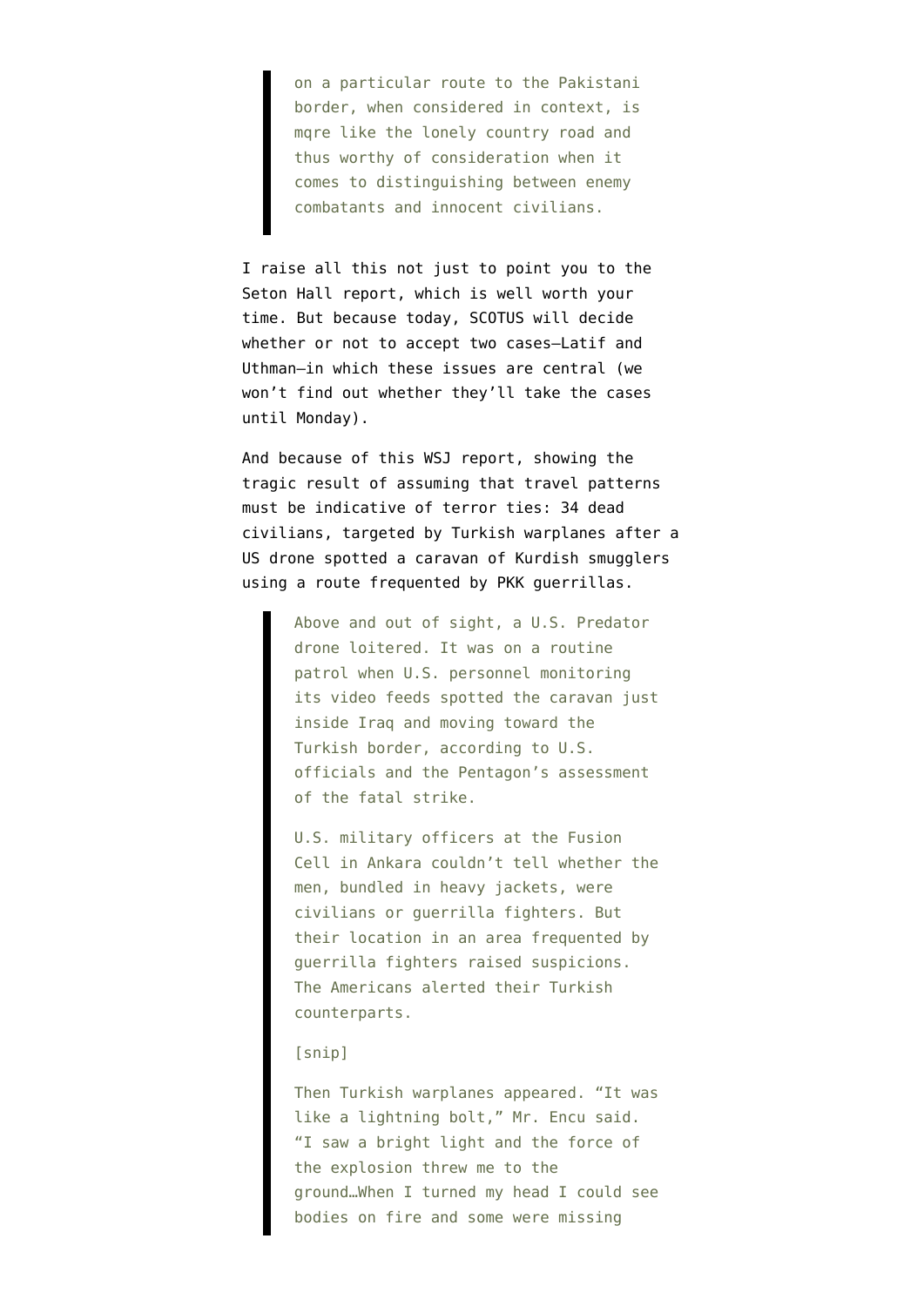> on a particular route to the Pakistani border, when considered in context, is mqre like the lonely country road and thus worthy of consideration when it comes to distinguishing between enemy combatants and innocent civilians.

I raise all this not just to point you to the Seton Hall report, which is well worth your time. But because today, SCOTUS will decide whether or not to accept two cases–Latif and Uthman–in which these issues are central (we won't find out whether they'll take the cases until Monday).

And because of this WSJ report, showing the tragic result of assuming that travel patterns must be indicative of terror ties: 34 dead civilians, targeted by Turkish warplanes after a US drone spotted a caravan of Kurdish smugglers using a route frequented by PKK guerrillas.

> Above and out of sight, a U.S. Predator drone loitered. It was on a routine patrol when U.S. personnel monitoring its video feeds spotted the caravan just inside Iraq and moving toward the Turkish border, according to U.S. officials and the Pentagon's assessment of the fatal strike.
>
> U.S. military officers at the Fusion Cell in Ankara couldn't tell whether the men, bundled in heavy jackets, were civilians or guerrilla fighters. But their location in an area frequented by guerrilla fighters raised suspicions. The Americans alerted their Turkish counterparts.
>
> [snip]
>
> Then Turkish warplanes appeared. "It was like a lightning bolt," Mr. Encu said. "I saw a bright light and the force of the explosion threw me to the ground…When I turned my head I could see bodies on fire and some were missing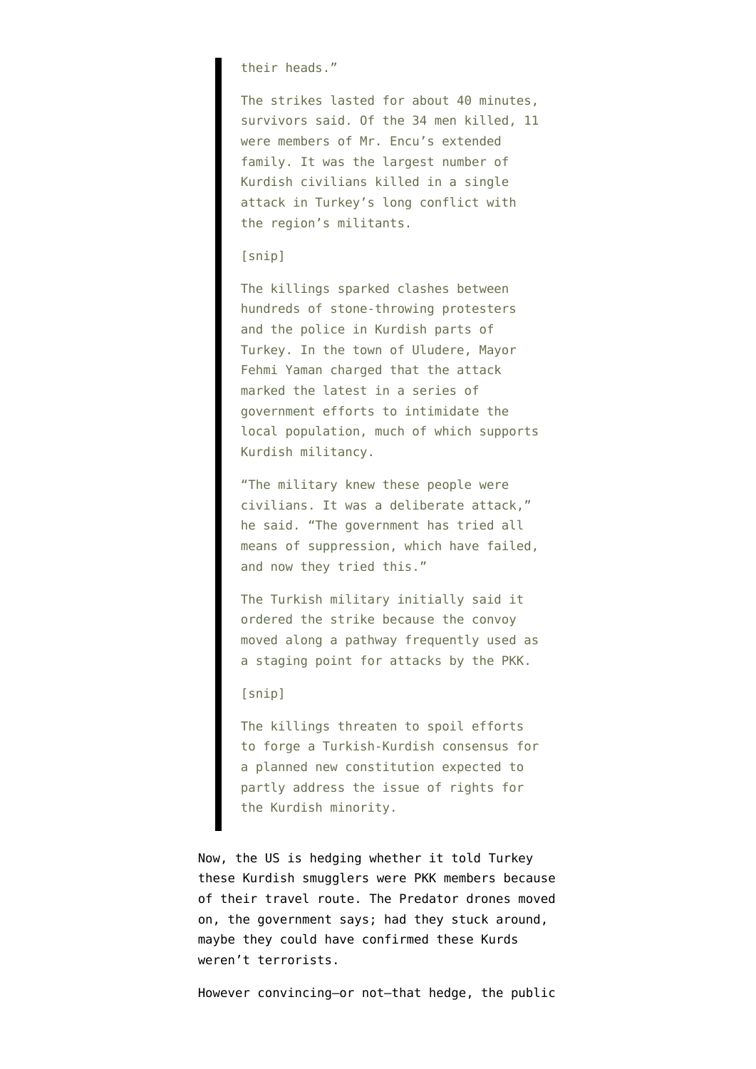> their heads."
>
> The strikes lasted for about 40 minutes, survivors said. Of the 34 men killed, 11 were members of Mr. Encu's extended family. It was the largest number of Kurdish civilians killed in a single attack in Turkey's long conflict with the region's militants.
>
> [snip]
>
> The killings sparked clashes between hundreds of stone-throwing protesters and the police in Kurdish parts of Turkey. In the town of Uludere, Mayor Fehmi Yaman charged that the attack marked the latest in a series of government efforts to intimidate the local population, much of which supports Kurdish militancy.
>
> "The military knew these people were civilians. It was a deliberate attack," he said. "The government has tried all means of suppression, which have failed, and now they tried this."
>
> The Turkish military initially said it ordered the strike because the convoy moved along a pathway frequently used as a staging point for attacks by the PKK.
>
> [snip]
>
> The killings threaten to spoil efforts to forge a Turkish-Kurdish consensus for a planned new constitution expected to partly address the issue of rights for the Kurdish minority.

Now, the US is hedging whether it told Turkey these Kurdish smugglers were PKK members because of their travel route. The Predator drones moved on, the government says; had they stuck around, maybe they could have confirmed these Kurds weren't terrorists.

However convincing—or not—that hedge, the public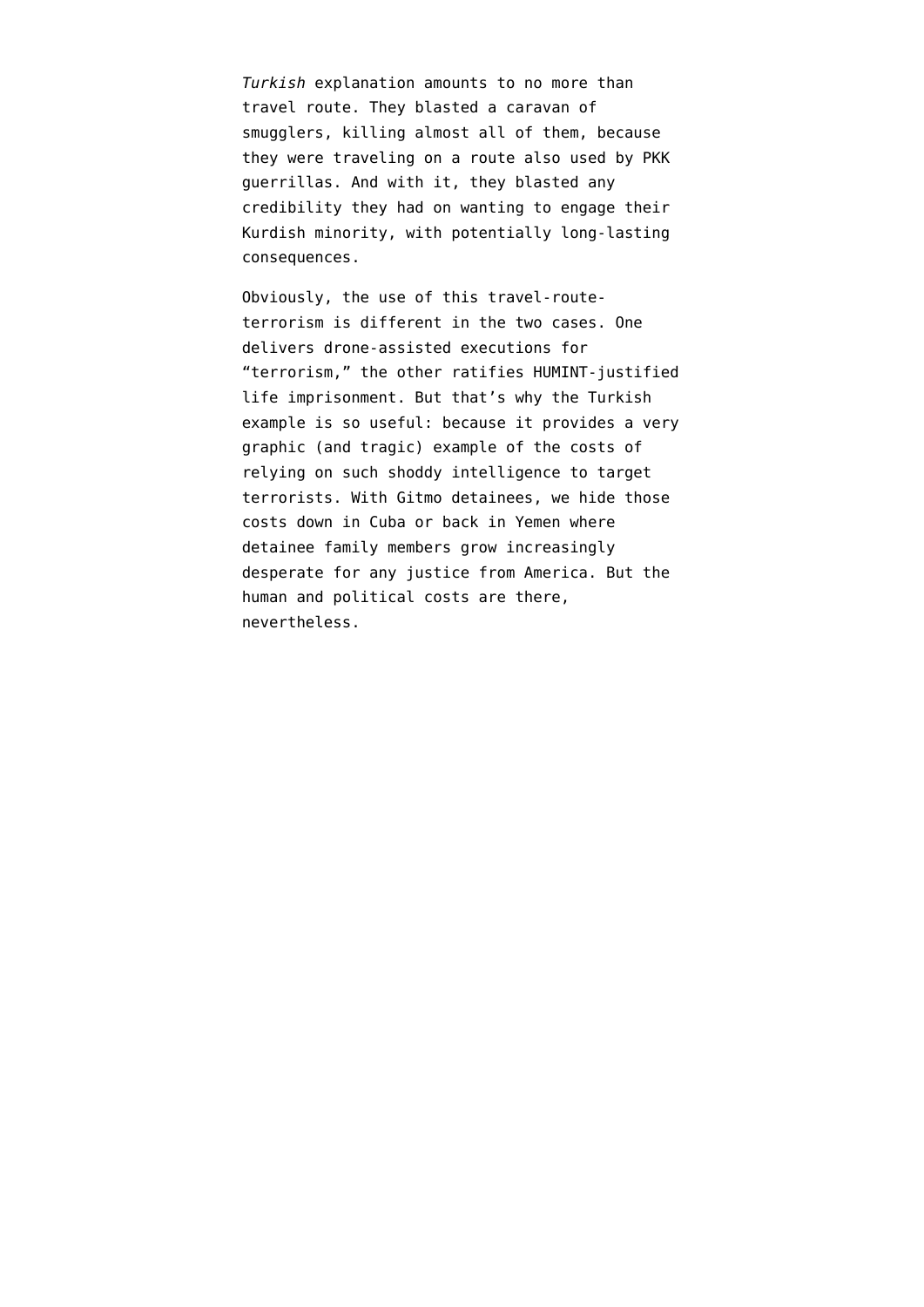*Turkish* explanation amounts to no more than travel route. They blasted a caravan of smugglers, killing almost all of them, because they were traveling on a route also used by PKK guerrillas. And with it, they blasted any credibility they had on wanting to engage their Kurdish minority, with potentially long-lasting consequences.

Obviously, the use of this travel-route-terrorism is different in the two cases. One delivers drone-assisted executions for "terrorism," the other ratifies HUMINT-justified life imprisonment. But that's why the Turkish example is so useful: because it provides a very graphic (and tragic) example of the costs of relying on such shoddy intelligence to target terrorists. With Gitmo detainees, we hide those costs down in Cuba or back in Yemen where detainee family members grow increasingly desperate for any justice from America. But the human and political costs are there, nevertheless.